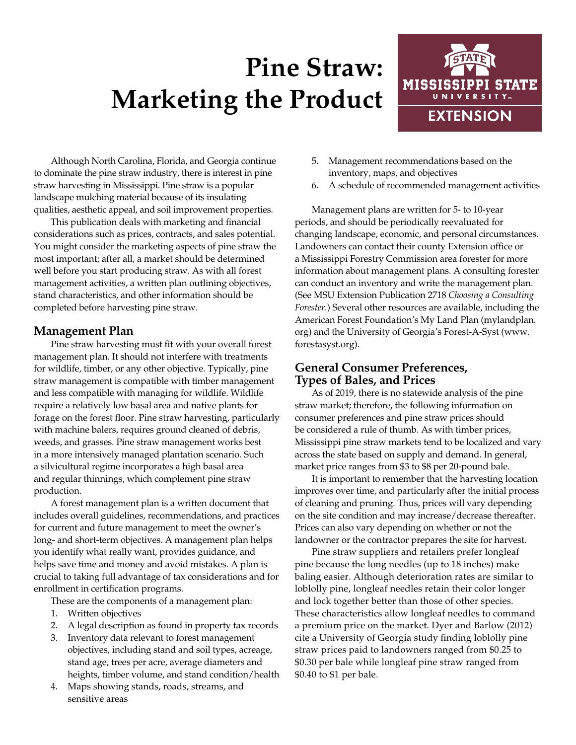# Pine Straw: Marketing the Product

Although North Carolina, Florida, and Georgia continue to dominate the pine straw industry, there is interest in pine straw harvesting in Mississippi. Pine straw is a popular landscape mulching material because of its insulating qualities, aesthetic appeal, and soil improvement properties.

This publication deals with marketing and financial considerations such as prices, contracts, and sales potential. You might consider the marketing aspects of pine straw the most important; after all, a market should be determined well before you start producing straw. As with all forest management activities, a written plan outlining objectives, stand characteristics, and other information should be completed before harvesting pine straw.

## Management Plan

Pine straw harvesting must fit with your overall forest management plan. It should not interfere with treatments for wildlife, timber, or any other objective. Typically, pine straw management is compatible with timber management and less compatible with managing for wildlife. Wildlife require a relatively low basal area and native plants for forage on the forest floor. Pine straw harvesting, particularly with machine balers, requires ground cleaned of debris, weeds, and grasses. Pine straw management works best in a more intensively managed plantation scenario. Such a silvicultural regime incorporates a high basal area and regular thinnings, which complement pine straw production.

A forest management plan is a written document that includes overall guidelines, recommendations, and practices for current and future management to meet the owner's long- and short-term objectives. A management plan helps you identify what really want, provides guidance, and helps save time and money and avoid mistakes. A plan is crucial to taking full advantage of tax considerations and for enrollment in certification programs.

These are the components of a management plan:

1. Written objectives
2. A legal description as found in property tax records
3. Inventory data relevant to forest management objectives, including stand and soil types, acreage, stand age, trees per acre, average diameters and heights, timber volume, and stand condition/health
4. Maps showing stands, roads, streams, and sensitive areas
5. Management recommendations based on the inventory, maps, and objectives
6. A schedule of recommended management activities

Management plans are written for 5- to 10-year periods, and should be periodically reevaluated for changing landscape, economic, and personal circumstances. Landowners can contact their county Extension office or a Mississippi Forestry Commission area forester for more information about management plans. A consulting forester can conduct an inventory and write the management plan. (See MSU Extension Publication 2718 *Choosing a Consulting Forester*.) Several other resources are available, including the American Forest Foundation's My Land Plan (mylandplan.org) and the University of Georgia's Forest-A-Syst (www.forestasyst.org).

## General Consumer Preferences, Types of Bales, and Prices

As of 2019, there is no statewide analysis of the pine straw market; therefore, the following information on consumer preferences and pine straw prices should be considered a rule of thumb. As with timber prices, Mississippi pine straw markets tend to be localized and vary across the state based on supply and demand. In general, market price ranges from \$3 to \$8 per 20-pound bale.

It is important to remember that the harvesting location improves over time, and particularly after the initial process of cleaning and pruning. Thus, prices will vary depending on the site condition and may increase/decrease thereafter. Prices can also vary depending on whether or not the landowner or the contractor prepares the site for harvest.

Pine straw suppliers and retailers prefer longleaf pine because the long needles (up to 18 inches) make baling easier. Although deterioration rates are similar to loblolly pine, longleaf needles retain their color longer and lock together better than those of other species. These characteristics allow longleaf needles to command a premium price on the market. Dyer and Barlow (2012) cite a University of Georgia study finding loblolly pine straw prices paid to landowners ranged from \$0.25 to \$0.30 per bale while longleaf pine straw ranged from \$0.40 to \$1 per bale.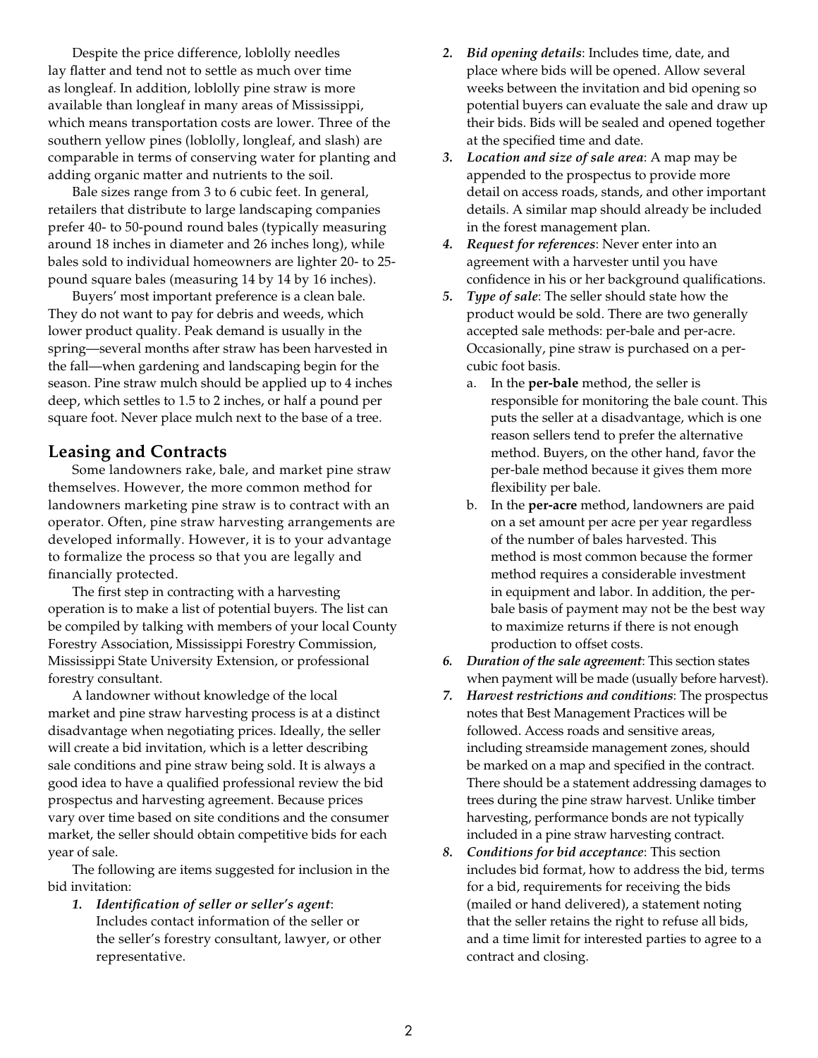Despite the price difference, loblolly needles lay flatter and tend not to settle as much over time as longleaf. In addition, loblolly pine straw is more available than longleaf in many areas of Mississippi, which means transportation costs are lower. Three of the southern yellow pines (loblolly, longleaf, and slash) are comparable in terms of conserving water for planting and adding organic matter and nutrients to the soil.

Bale sizes range from 3 to 6 cubic feet. In general, retailers that distribute to large landscaping companies prefer 40- to 50-pound round bales (typically measuring around 18 inches in diameter and 26 inches long), while bales sold to individual homeowners are lighter 20- to 25-pound square bales (measuring 14 by 14 by 16 inches).

Buyers' most important preference is a clean bale. They do not want to pay for debris and weeds, which lower product quality. Peak demand is usually in the spring—several months after straw has been harvested in the fall—when gardening and landscaping begin for the season. Pine straw mulch should be applied up to 4 inches deep, which settles to 1.5 to 2 inches, or half a pound per square foot. Never place mulch next to the base of a tree.

## Leasing and Contracts

Some landowners rake, bale, and market pine straw themselves. However, the more common method for landowners marketing pine straw is to contract with an operator. Often, pine straw harvesting arrangements are developed informally. However, it is to your advantage to formalize the process so that you are legally and financially protected.

The first step in contracting with a harvesting operation is to make a list of potential buyers. The list can be compiled by talking with members of your local County Forestry Association, Mississippi Forestry Commission, Mississippi State University Extension, or professional forestry consultant.

A landowner without knowledge of the local market and pine straw harvesting process is at a distinct disadvantage when negotiating prices. Ideally, the seller will create a bid invitation, which is a letter describing sale conditions and pine straw being sold. It is always a good idea to have a qualified professional review the bid prospectus and harvesting agreement. Because prices vary over time based on site conditions and the consumer market, the seller should obtain competitive bids for each year of sale.

The following are items suggested for inclusion in the bid invitation:

1. ***Identification of seller or seller's agent***: Includes contact information of the seller or the seller's forestry consultant, lawyer, or other representative.
2. ***Bid opening details***: Includes time, date, and place where bids will be opened. Allow several weeks between the invitation and bid opening so potential buyers can evaluate the sale and draw up their bids. Bids will be sealed and opened together at the specified time and date.
3. ***Location and size of sale area***: A map may be appended to the prospectus to provide more detail on access roads, stands, and other important details. A similar map should already be included in the forest management plan.
4. ***Request for references***: Never enter into an agreement with a harvester until you have confidence in his or her background qualifications.
5. ***Type of sale***: The seller should state how the product would be sold. There are two generally accepted sale methods: per-bale and per-acre. Occasionally, pine straw is purchased on a per-cubic foot basis.
   a. In the **per-bale** method, the seller is responsible for monitoring the bale count. This puts the seller at a disadvantage, which is one reason sellers tend to prefer the alternative method. Buyers, on the other hand, favor the per-bale method because it gives them more flexibility per bale.
   b. In the **per-acre** method, landowners are paid on a set amount per acre per year regardless of the number of bales harvested. This method is most common because the former method requires a considerable investment in equipment and labor. In addition, the per-bale basis of payment may not be the best way to maximize returns if there is not enough production to offset costs.
6. ***Duration of the sale agreement***: This section states when payment will be made (usually before harvest).
7. ***Harvest restrictions and conditions***: The prospectus notes that Best Management Practices will be followed. Access roads and sensitive areas, including streamside management zones, should be marked on a map and specified in the contract. There should be a statement addressing damages to trees during the pine straw harvest. Unlike timber harvesting, performance bonds are not typically included in a pine straw harvesting contract.
8. ***Conditions for bid acceptance***: This section includes bid format, how to address the bid, terms for a bid, requirements for receiving the bids (mailed or hand delivered), a statement noting that the seller retains the right to refuse all bids, and a time limit for interested parties to agree to a contract and closing.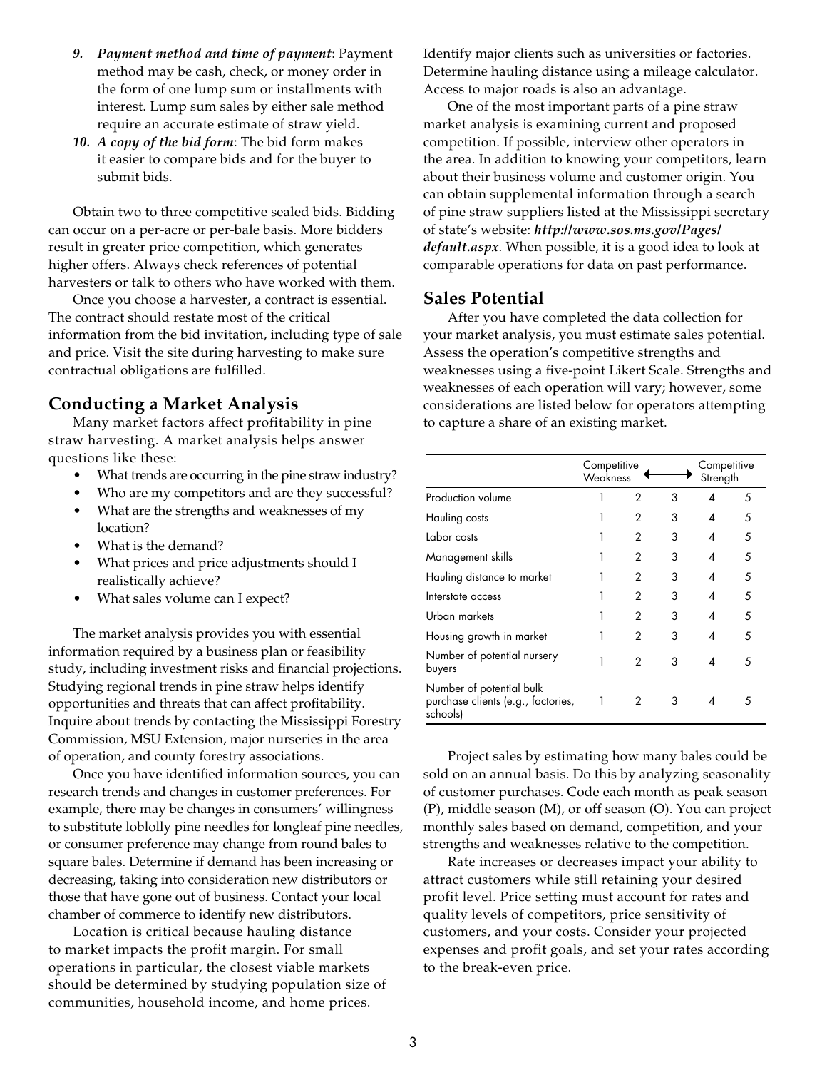9. ***Payment method and time of payment***: Payment method may be cash, check, or money order in the form of one lump sum or installments with interest. Lump sum sales by either sale method require an accurate estimate of straw yield.
10. ***A copy of the bid form***: The bid form makes it easier to compare bids and for the buyer to submit bids.

Obtain two to three competitive sealed bids. Bidding can occur on a per-acre or per-bale basis. More bidders result in greater price competition, which generates higher offers. Always check references of potential harvesters or talk to others who have worked with them.

Once you choose a harvester, a contract is essential. The contract should restate most of the critical information from the bid invitation, including type of sale and price. Visit the site during harvesting to make sure contractual obligations are fulfilled.

## Conducting a Market Analysis

Many market factors affect profitability in pine straw harvesting. A market analysis helps answer questions like these:

- What trends are occurring in the pine straw industry?
- Who are my competitors and are they successful?
- What are the strengths and weaknesses of my location?
- What is the demand?
- What prices and price adjustments should I realistically achieve?
- What sales volume can I expect?

The market analysis provides you with essential information required by a business plan or feasibility study, including investment risks and financial projections. Studying regional trends in pine straw helps identify opportunities and threats that can affect profitability. Inquire about trends by contacting the Mississippi Forestry Commission, MSU Extension, major nurseries in the area of operation, and county forestry associations.

Once you have identified information sources, you can research trends and changes in customer preferences. For example, there may be changes in consumers' willingness to substitute loblolly pine needles for longleaf pine needles, or consumer preference may change from round bales to square bales. Determine if demand has been increasing or decreasing, taking into consideration new distributors or those that have gone out of business. Contact your local chamber of commerce to identify new distributors.

Location is critical because hauling distance to market impacts the profit margin. For small operations in particular, the closest viable markets should be determined by studying population size of communities, household income, and home prices. Identify major clients such as universities or factories. Determine hauling distance using a mileage calculator. Access to major roads is also an advantage.

One of the most important parts of a pine straw market analysis is examining current and proposed competition. If possible, interview other operators in the area. In addition to knowing your competitors, learn about their business volume and customer origin. You can obtain supplemental information through a search of pine straw suppliers listed at the Mississippi secretary of state's website: ***http://www.sos.ms.gov/Pages/default.aspx***. When possible, it is a good idea to look at comparable operations for data on past performance.

## Sales Potential

After you have completed the data collection for your market analysis, you must estimate sales potential. Assess the operation's competitive strengths and weaknesses using a five-point Likert Scale. Strengths and weaknesses of each operation will vary; however, some considerations are listed below for operators attempting to capture a share of an existing market.

| | Competitive Weakness ⟵ | | ⟷ | | ⟶ Competitive Strength |
|---|---|---|---|---|---|
| Production volume | 1 | 2 | 3 | 4 | 5 |
| Hauling costs | 1 | 2 | 3 | 4 | 5 |
| Labor costs | 1 | 2 | 3 | 4 | 5 |
| Management skills | 1 | 2 | 3 | 4 | 5 |
| Hauling distance to market | 1 | 2 | 3 | 4 | 5 |
| Interstate access | 1 | 2 | 3 | 4 | 5 |
| Urban markets | 1 | 2 | 3 | 4 | 5 |
| Housing growth in market | 1 | 2 | 3 | 4 | 5 |
| Number of potential nursery buyers | 1 | 2 | 3 | 4 | 5 |
| Number of potential bulk purchase clients (e.g., factories, schools) | 1 | 2 | 3 | 4 | 5 |

Project sales by estimating how many bales could be sold on an annual basis. Do this by analyzing seasonality of customer purchases. Code each month as peak season (P), middle season (M), or off season (O). You can project monthly sales based on demand, competition, and your strengths and weaknesses relative to the competition.

Rate increases or decreases impact your ability to attract customers while still retaining your desired profit level. Price setting must account for rates and quality levels of competitors, price sensitivity of customers, and your costs. Consider your projected expenses and profit goals, and set your rates according to the break-even price.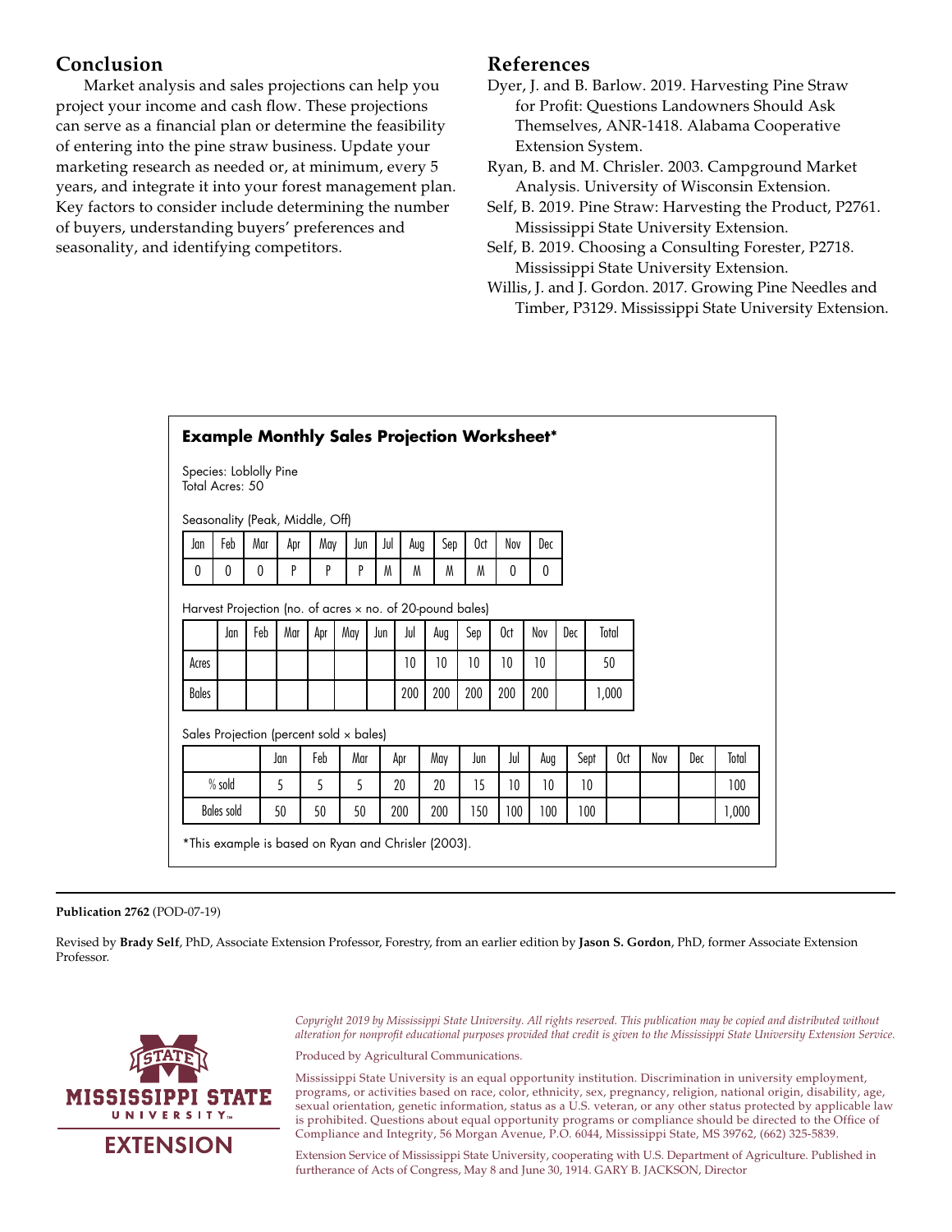## Conclusion

Market analysis and sales projections can help you project your income and cash flow. These projections can serve as a financial plan or determine the feasibility of entering into the pine straw business. Update your marketing research as needed or, at minimum, every 5 years, and integrate it into your forest management plan. Key factors to consider include determining the number of buyers, understanding buyers' preferences and seasonality, and identifying competitors.

## References

Dyer, J. and B. Barlow. 2019. Harvesting Pine Straw for Profit: Questions Landowners Should Ask Themselves, ANR-1418. Alabama Cooperative Extension System.

Ryan, B. and M. Chrisler. 2003. Campground Market Analysis. University of Wisconsin Extension.

Self, B. 2019. Pine Straw: Harvesting the Product, P2761. Mississippi State University Extension.

Self, B. 2019. Choosing a Consulting Forester, P2718. Mississippi State University Extension.

Willis, J. and J. Gordon. 2017. Growing Pine Needles and Timber, P3129. Mississippi State University Extension.

**Example Monthly Sales Projection Worksheet***

Species: Loblolly Pine
Total Acres: 50

Seasonality (Peak, Middle, Off)

| Jan | Feb | Mar | Apr | May | Jun | Jul | Aug | Sep | Oct | Nov | Dec |
|---|---|---|---|---|---|---|---|---|---|---|---|
| O | O | O | P | P | P | M | M | M | M | O | O |

Harvest Projection (no. of acres × no. of 20-pound bales)

| | Jan | Feb | Mar | Apr | May | Jun | Jul | Aug | Sep | Oct | Nov | Dec | Total |
|---|---|---|---|---|---|---|---|---|---|---|---|---|---|
| Acres | | | | | | | 10 | 10 | 10 | 10 | 10 | | 50 |
| Bales | | | | | | | 200 | 200 | 200 | 200 | 200 | | 1,000 |

Sales Projection (percent sold × bales)

| | Jan | Feb | Mar | Apr | May | Jun | Jul | Aug | Sept | Oct | Nov | Dec | Total |
|---|---|---|---|---|---|---|---|---|---|---|---|---|---|
| % sold | 5 | 5 | 5 | 20 | 20 | 15 | 10 | 10 | 10 | | | | 100 |
| Bales sold | 50 | 50 | 50 | 200 | 200 | 150 | 100 | 100 | 100 | | | | 1,000 |

*This example is based on Ryan and Chrisler (2003).

**Publication 2762** (POD-07-19)

Revised by **Brady Self**, PhD, Associate Extension Professor, Forestry, from an earlier edition by **Jason S. Gordon**, PhD, former Associate Extension Professor.

*Copyright 2019 by Mississippi State University. All rights reserved. This publication may be copied and distributed without alteration for nonprofit educational purposes provided that credit is given to the Mississippi State University Extension Service.*

Produced by Agricultural Communications.

Mississippi State University is an equal opportunity institution. Discrimination in university employment, programs, or activities based on race, color, ethnicity, sex, pregnancy, religion, national origin, disability, age, sexual orientation, genetic information, status as a U.S. veteran, or any other status protected by applicable law is prohibited. Questions about equal opportunity programs or compliance should be directed to the Office of Compliance and Integrity, 56 Morgan Avenue, P.O. 6044, Mississippi State, MS 39762, (662) 325-5839.

Extension Service of Mississippi State University, cooperating with U.S. Department of Agriculture. Published in furtherance of Acts of Congress, May 8 and June 30, 1914. GARY B. JACKSON, Director